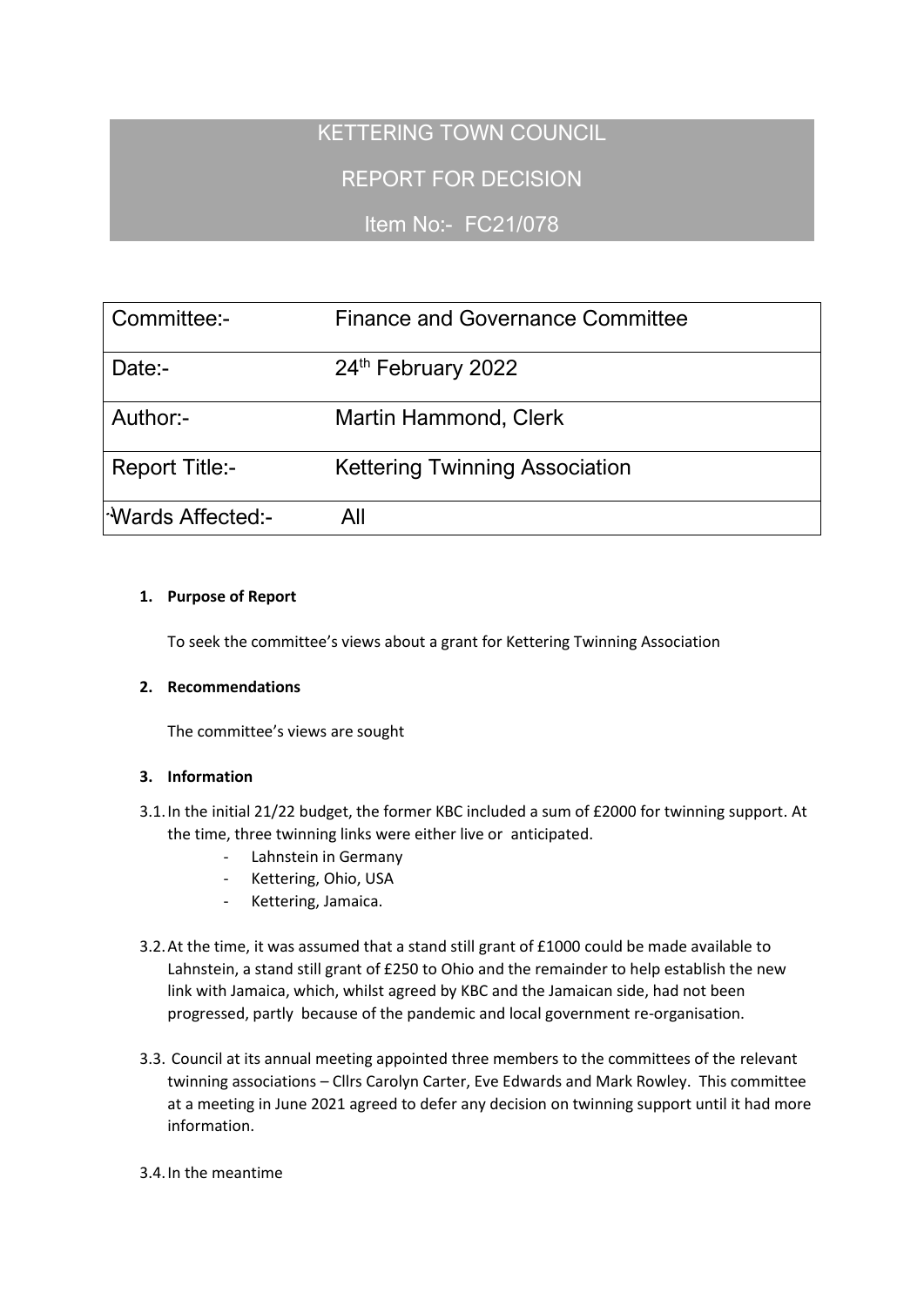# KETTERING TOWN COUNCIL

## REPORT FOR DECISION

## Item No:- FC21/078

| Committee:- | Finance and Governance Committee |
| --- | --- |
| Date:- | 24th February 2022 |
| Author:- | Martin Hammond, Clerk |
| Report Title:- | Kettering Twinning Association |
| Wards Affected:- | All |

**1. Purpose of Report**

To seek the committee's views about a grant for Kettering Twinning Association

**2. Recommendations**

The committee's views are sought

**3. Information**

3.1. In the initial 21/22 budget, the former KBC included a sum of £2000 for twinning support. At the time, three twinning links were either live or anticipated.

- Lahnstein in Germany
- Kettering, Ohio, USA
- Kettering, Jamaica.

3.2. At the time, it was assumed that a stand still grant of £1000 could be made available to Lahnstein, a stand still grant of £250 to Ohio and the remainder to help establish the new link with Jamaica, which, whilst agreed by KBC and the Jamaican side, had not been progressed, partly because of the pandemic and local government re-organisation.

3.3. Council at its annual meeting appointed three members to the committees of the relevant twinning associations – Cllrs Carolyn Carter, Eve Edwards and Mark Rowley. This committee at a meeting in June 2021 agreed to defer any decision on twinning support until it had more information.

3.4. In the meantime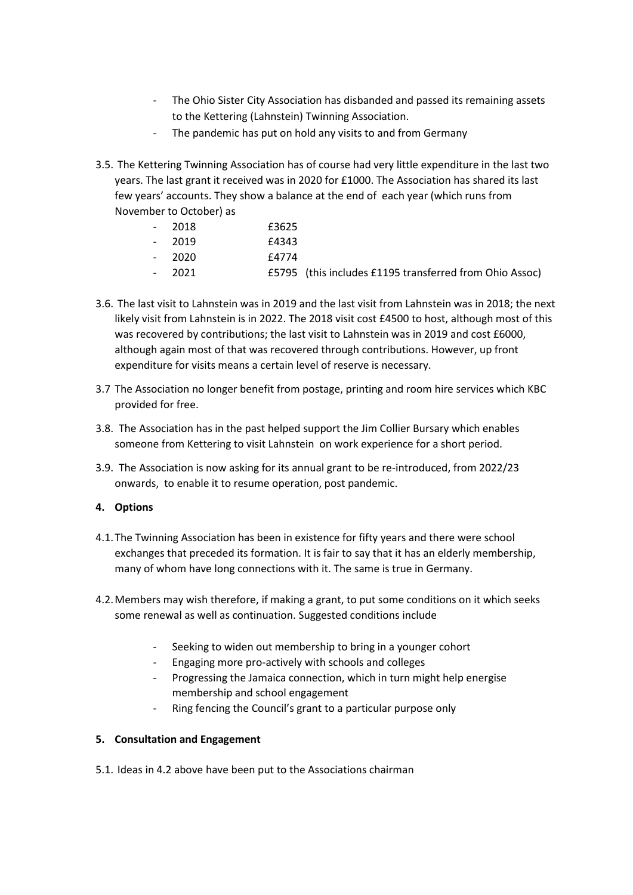- The Ohio Sister City Association has disbanded and passed its remaining assets to the Kettering (Lahnstein) Twinning Association.
- The pandemic has put on hold any visits to and from Germany

3.5. The Kettering Twinning Association has of course had very little expenditure in the last two years. The last grant it received was in 2020 for £1000. The Association has shared its last few years' accounts. They show a balance at the end of each year (which runs from November to October) as

- 2018 £3625
- 2019 £4343
- 2020 £4774
- 2021 £5795 (this includes £1195 transferred from Ohio Assoc)

3.6. The last visit to Lahnstein was in 2019 and the last visit from Lahnstein was in 2018; the next likely visit from Lahnstein is in 2022. The 2018 visit cost £4500 to host, although most of this was recovered by contributions; the last visit to Lahnstein was in 2019 and cost £6000, although again most of that was recovered through contributions. However, up front expenditure for visits means a certain level of reserve is necessary.

3.7 The Association no longer benefit from postage, printing and room hire services which KBC provided for free.

3.8. The Association has in the past helped support the Jim Collier Bursary which enables someone from Kettering to visit Lahnstein on work experience for a short period.

3.9. The Association is now asking for its annual grant to be re-introduced, from 2022/23 onwards, to enable it to resume operation, post pandemic.

## 4. Options

4.1. The Twinning Association has been in existence for fifty years and there were school exchanges that preceded its formation. It is fair to say that it has an elderly membership, many of whom have long connections with it. The same is true in Germany.

4.2. Members may wish therefore, if making a grant, to put some conditions on it which seeks some renewal as well as continuation. Suggested conditions include

- Seeking to widen out membership to bring in a younger cohort
- Engaging more pro-actively with schools and colleges
- Progressing the Jamaica connection, which in turn might help energise membership and school engagement
- Ring fencing the Council's grant to a particular purpose only

## 5. Consultation and Engagement

5.1. Ideas in 4.2 above have been put to the Associations chairman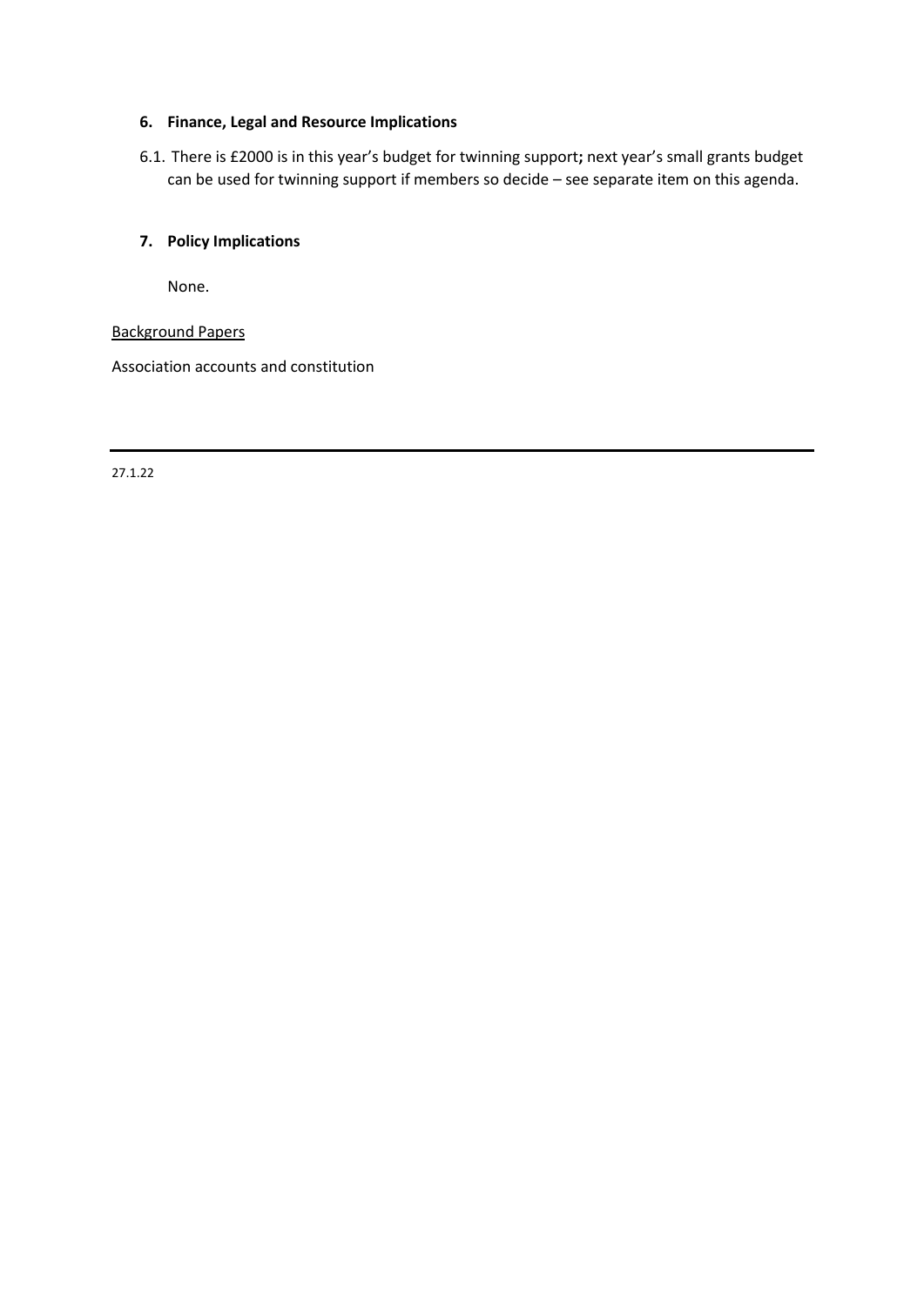### 6. Finance, Legal and Resource Implications

6.1. There is £2000 is in this year's budget for twinning support**;** next year's small grants budget can be used for twinning support if members so decide – see separate item on this agenda.

### 7. Policy Implications

None.

<u>Background Papers</u>

Association accounts and constitution

---

27.1.22